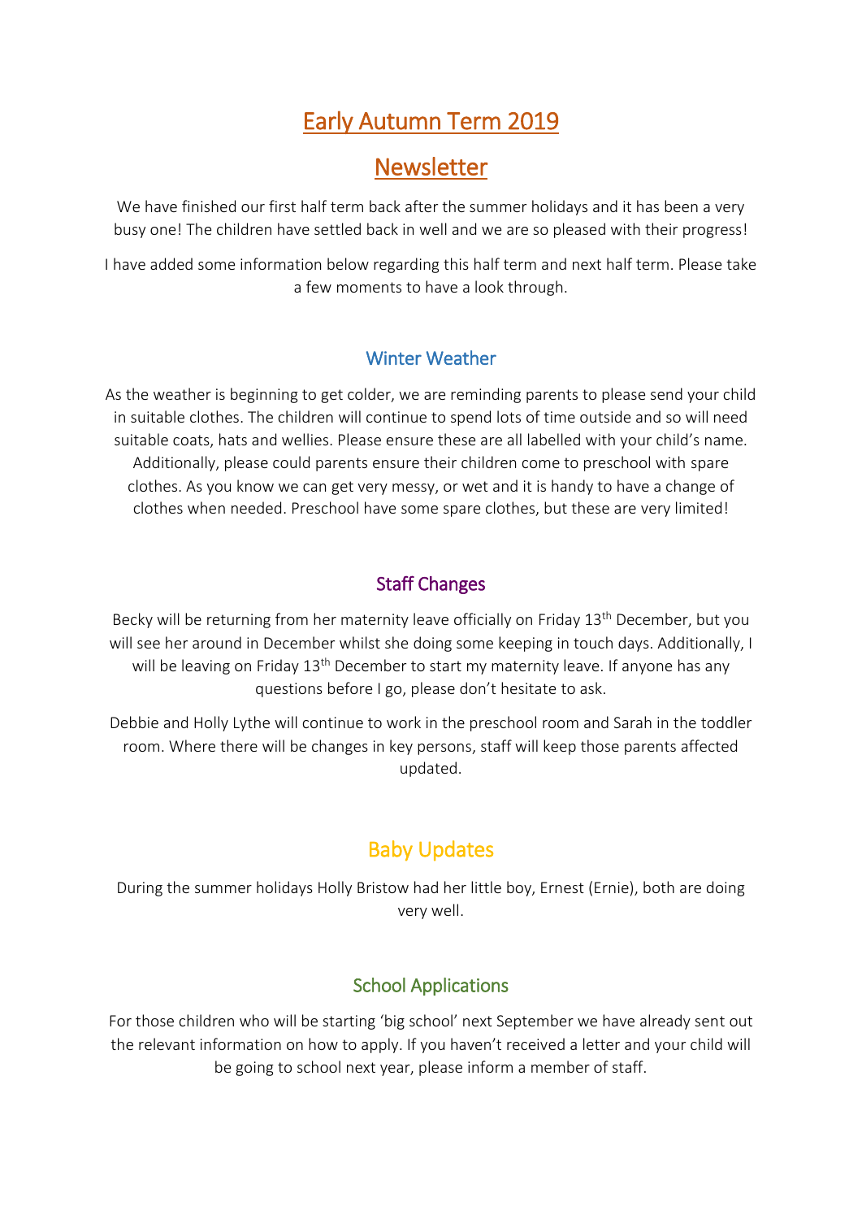# Early Autumn Term 2019

# Newsletter

We have finished our first half term back after the summer holidays and it has been a very busy one! The children have settled back in well and we are so pleased with their progress!

I have added some information below regarding this half term and next half term. Please take a few moments to have a look through.

## Winter Weather

As the weather is beginning to get colder, we are reminding parents to please send your child in suitable clothes. The children will continue to spend lots of time outside and so will need suitable coats, hats and wellies. Please ensure these are all labelled with your child's name. Additionally, please could parents ensure their children come to preschool with spare clothes. As you know we can get very messy, or wet and it is handy to have a change of clothes when needed. Preschool have some spare clothes, but these are very limited!

## Staff Changes

Becky will be returning from her maternity leave officially on Friday 13th December, but you will see her around in December whilst she doing some keeping in touch days. Additionally, I will be leaving on Friday 13th December to start my maternity leave. If anyone has any questions before I go, please don't hesitate to ask.

Debbie and Holly Lythe will continue to work in the preschool room and Sarah in the toddler room. Where there will be changes in key persons, staff will keep those parents affected updated.

## Baby Updates

During the summer holidays Holly Bristow had her little boy, Ernest (Ernie), both are doing very well.

## School Applications

For those children who will be starting 'big school' next September we have already sent out the relevant information on how to apply. If you haven't received a letter and your child will be going to school next year, please inform a member of staff.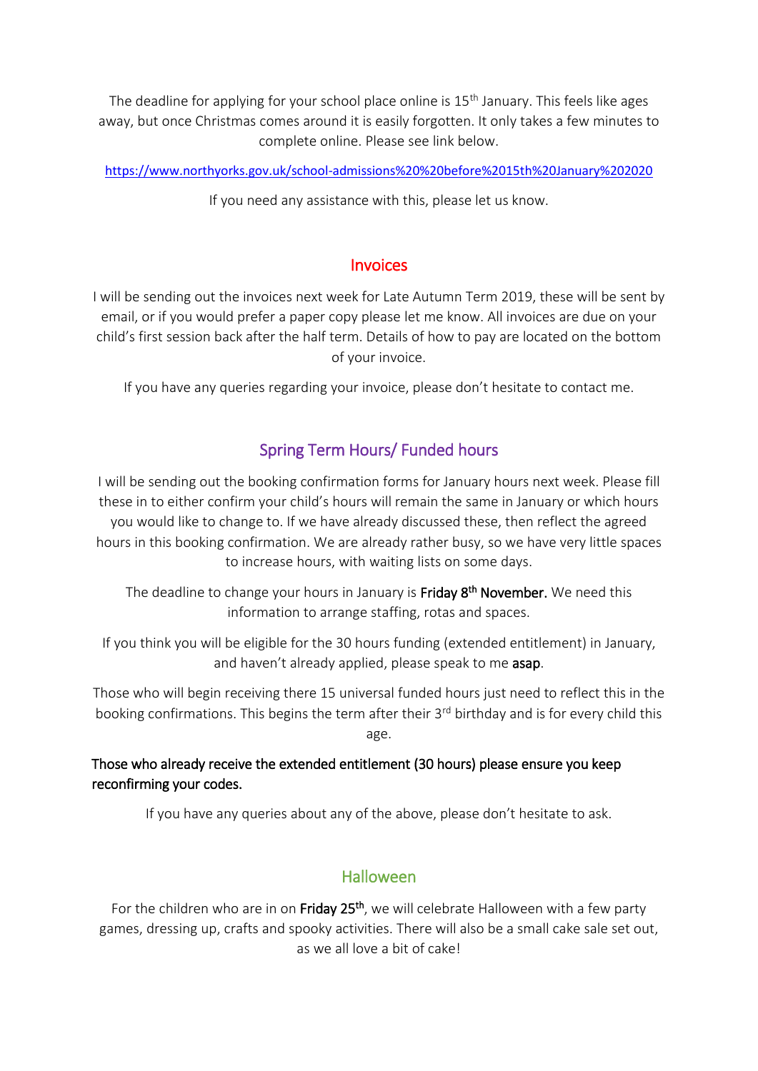The deadline for applying for your school place online is 15th January. This feels like ages away, but once Christmas comes around it is easily forgotten. It only takes a few minutes to complete online. Please see link below.

https://www.northyorks.gov.uk/school-admissions%20%20before%2015th%20January%202020

If you need any assistance with this, please let us know.

## Invoices

I will be sending out the invoices next week for Late Autumn Term 2019, these will be sent by email, or if you would prefer a paper copy please let me know. All invoices are due on your child's first session back after the half term. Details of how to pay are located on the bottom of your invoice.

If you have any queries regarding your invoice, please don't hesitate to contact me.

## Spring Term Hours/ Funded hours

I will be sending out the booking confirmation forms for January hours next week. Please fill these in to either confirm your child's hours will remain the same in January or which hours you would like to change to. If we have already discussed these, then reflect the agreed hours in this booking confirmation. We are already rather busy, so we have very little spaces to increase hours, with waiting lists on some days.

The deadline to change your hours in January is **Friday 8th November.** We need this information to arrange staffing, rotas and spaces.

If you think you will be eligible for the 30 hours funding (extended entitlement) in January, and haven't already applied, please speak to me **asap**.

Those who will begin receiving there 15 universal funded hours just need to reflect this in the booking confirmations. This begins the term after their 3rd birthday and is for every child this age.

**Those who already receive the extended entitlement (30 hours) please ensure you keep reconfirming your codes.**

If you have any queries about any of the above, please don't hesitate to ask.

## Halloween

For the children who are in on **Friday 25th**, we will celebrate Halloween with a few party games, dressing up, crafts and spooky activities. There will also be a small cake sale set out, as we all love a bit of cake!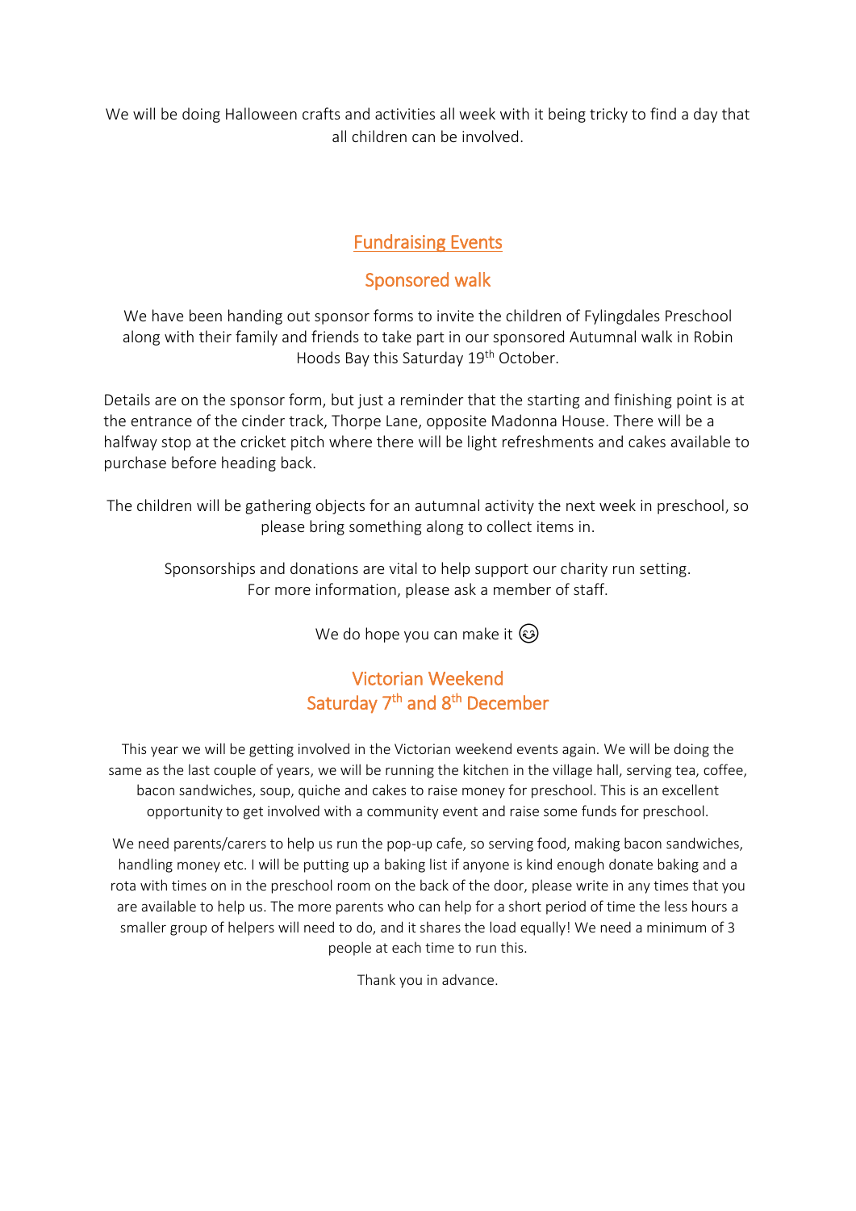We will be doing Halloween crafts and activities all week with it being tricky to find a day that all children can be involved.

## Fundraising Events

### Sponsored walk

We have been handing out sponsor forms to invite the children of Fylingdales Preschool along with their family and friends to take part in our sponsored Autumnal walk in Robin Hoods Bay this Saturday 19th October.

Details are on the sponsor form, but just a reminder that the starting and finishing point is at the entrance of the cinder track, Thorpe Lane, opposite Madonna House. There will be a halfway stop at the cricket pitch where there will be light refreshments and cakes available to purchase before heading back.

The children will be gathering objects for an autumnal activity the next week in preschool, so please bring something along to collect items in.

Sponsorships and donations are vital to help support our charity run setting.
For more information, please ask a member of staff.

We do hope you can make it 😉

### Victorian Weekend
### Saturday 7th and 8th December

This year we will be getting involved in the Victorian weekend events again. We will be doing the same as the last couple of years, we will be running the kitchen in the village hall, serving tea, coffee, bacon sandwiches, soup, quiche and cakes to raise money for preschool. This is an excellent opportunity to get involved with a community event and raise some funds for preschool.

We need parents/carers to help us run the pop-up cafe, so serving food, making bacon sandwiches, handling money etc. I will be putting up a baking list if anyone is kind enough donate baking and a rota with times on in the preschool room on the back of the door, please write in any times that you are available to help us. The more parents who can help for a short period of time the less hours a smaller group of helpers will need to do, and it shares the load equally! We need a minimum of 3 people at each time to run this.

Thank you in advance.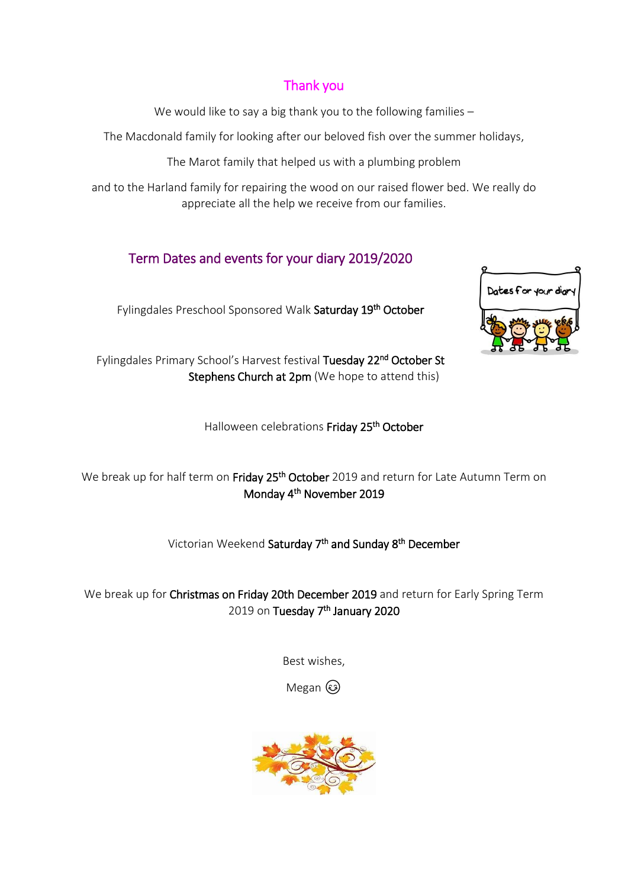## Thank you

We would like to say a big thank you to the following families –

The Macdonald family for looking after our beloved fish over the summer holidays,

The Marot family that helped us with a plumbing problem

and to the Harland family for repairing the wood on our raised flower bed. We really do appreciate all the help we receive from our families.

## Term Dates and events for your diary 2019/2020

Fylingdales Preschool Sponsored Walk **Saturday 19th October**

Fylingdales Primary School's Harvest festival **Tuesday 22nd October St Stephens Church at 2pm** (We hope to attend this)

Halloween celebrations **Friday 25th October**

We break up for half term on **Friday 25th October** 2019 and return for Late Autumn Term on **Monday 4th November 2019**

Victorian Weekend **Saturday 7th and Sunday 8th December**

We break up for **Christmas on Friday 20th December 2019** and return for Early Spring Term 2019 on **Tuesday 7th January 2020**

Best wishes,

Megan 😉